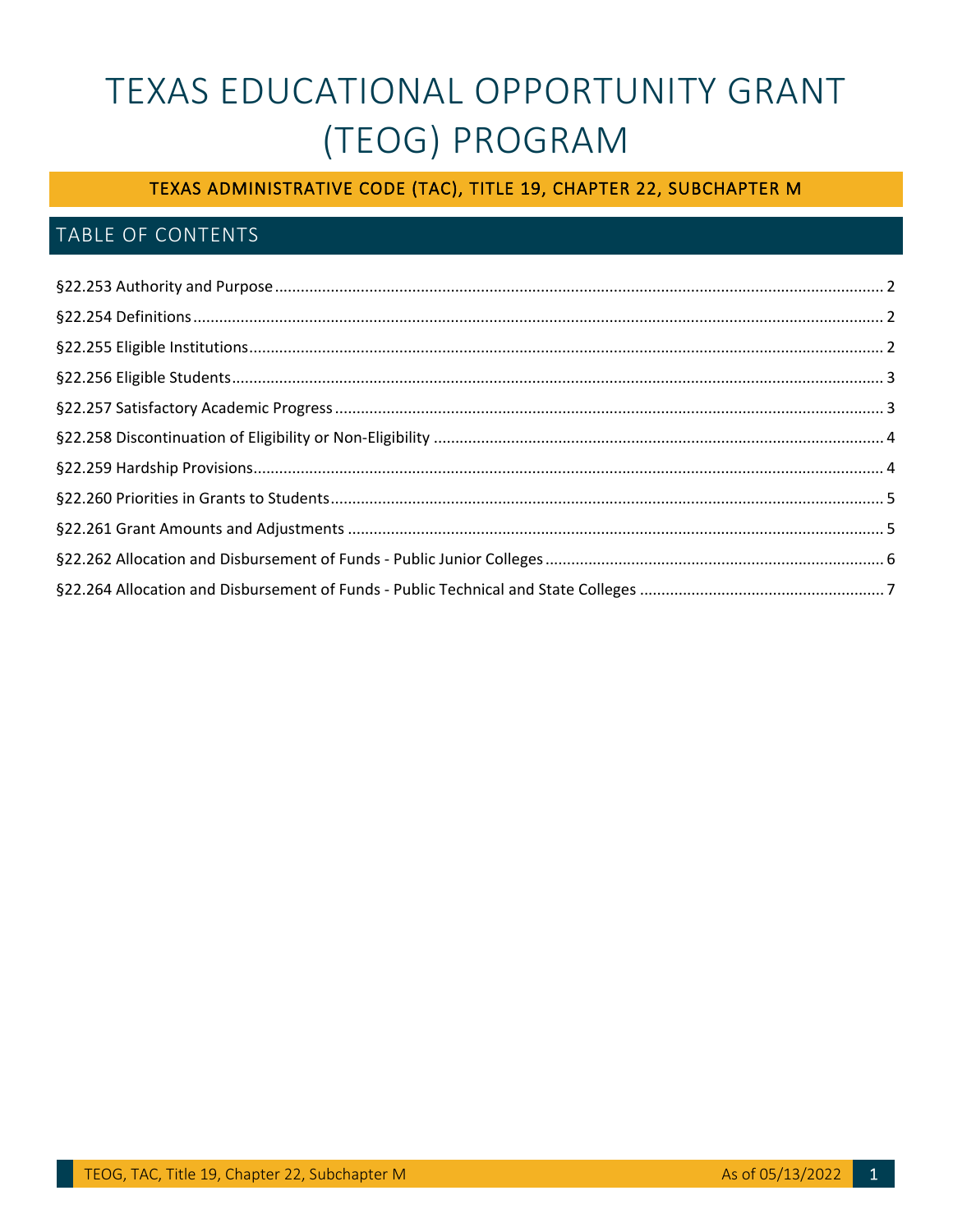# TEXAS EDUCATIONAL OPPORTUNITY GRANT (TEOG) PROGRAM

## TEXAS ADMINISTRATIVE CODE (TAC), TITLE 19, CHAPTER 22, SUBCHAPTER M

## TABLE OF CONTENTS

§22.253 Authority and Purpose .......... 2

§22.254 Definitions .......... 2

§22.255 Eligible Institutions .......... 2

§22.256 Eligible Students .......... 3

§22.257 Satisfactory Academic Progress .......... 3

§22.258 Discontinuation of Eligibility or Non-Eligibility .......... 4

§22.259 Hardship Provisions .......... 4

§22.260 Priorities in Grants to Students .......... 5

§22.261 Grant Amounts and Adjustments .......... 5

§22.262 Allocation and Disbursement of Funds - Public Junior Colleges .......... 6

§22.264 Allocation and Disbursement of Funds - Public Technical and State Colleges .......... 7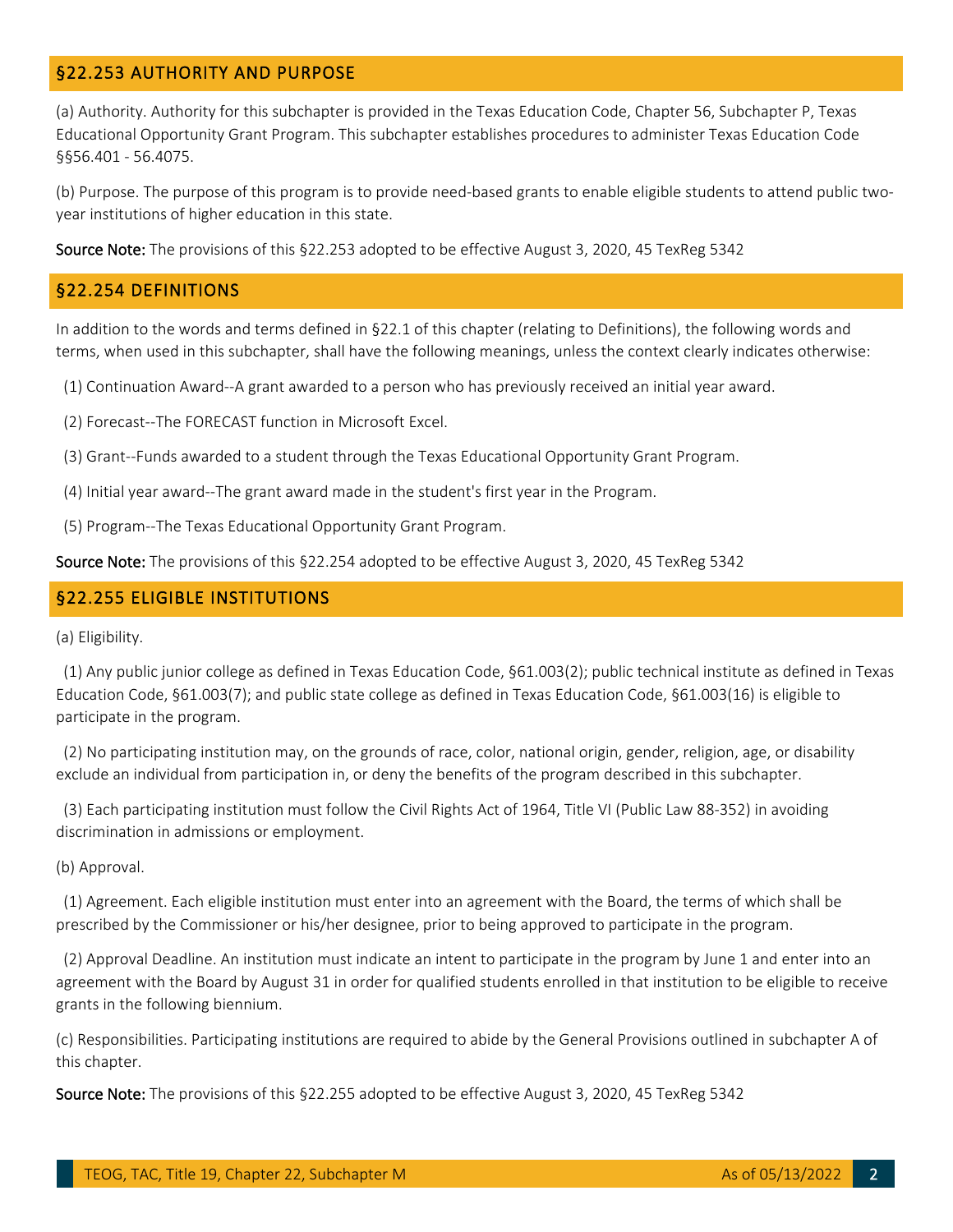## §22.253 AUTHORITY AND PURPOSE

(a) Authority. Authority for this subchapter is provided in the Texas Education Code, Chapter 56, Subchapter P, Texas Educational Opportunity Grant Program. This subchapter establishes procedures to administer Texas Education Code §§56.401 - 56.4075.

(b) Purpose. The purpose of this program is to provide need-based grants to enable eligible students to attend public two-year institutions of higher education in this state.

**Source Note:** The provisions of this §22.253 adopted to be effective August 3, 2020, 45 TexReg 5342

## §22.254 DEFINITIONS

In addition to the words and terms defined in §22.1 of this chapter (relating to Definitions), the following words and terms, when used in this subchapter, shall have the following meanings, unless the context clearly indicates otherwise:

(1) Continuation Award--A grant awarded to a person who has previously received an initial year award.

(2) Forecast--The FORECAST function in Microsoft Excel.

(3) Grant--Funds awarded to a student through the Texas Educational Opportunity Grant Program.

(4) Initial year award--The grant award made in the student's first year in the Program.

(5) Program--The Texas Educational Opportunity Grant Program.

**Source Note:** The provisions of this §22.254 adopted to be effective August 3, 2020, 45 TexReg 5342

## §22.255 ELIGIBLE INSTITUTIONS

(a) Eligibility.

(1) Any public junior college as defined in Texas Education Code, §61.003(2); public technical institute as defined in Texas Education Code, §61.003(7); and public state college as defined in Texas Education Code, §61.003(16) is eligible to participate in the program.

(2) No participating institution may, on the grounds of race, color, national origin, gender, religion, age, or disability exclude an individual from participation in, or deny the benefits of the program described in this subchapter.

(3) Each participating institution must follow the Civil Rights Act of 1964, Title VI (Public Law 88-352) in avoiding discrimination in admissions or employment.

(b) Approval.

(1) Agreement. Each eligible institution must enter into an agreement with the Board, the terms of which shall be prescribed by the Commissioner or his/her designee, prior to being approved to participate in the program.

(2) Approval Deadline. An institution must indicate an intent to participate in the program by June 1 and enter into an agreement with the Board by August 31 in order for qualified students enrolled in that institution to be eligible to receive grants in the following biennium.

(c) Responsibilities. Participating institutions are required to abide by the General Provisions outlined in subchapter A of this chapter.

**Source Note:** The provisions of this §22.255 adopted to be effective August 3, 2020, 45 TexReg 5342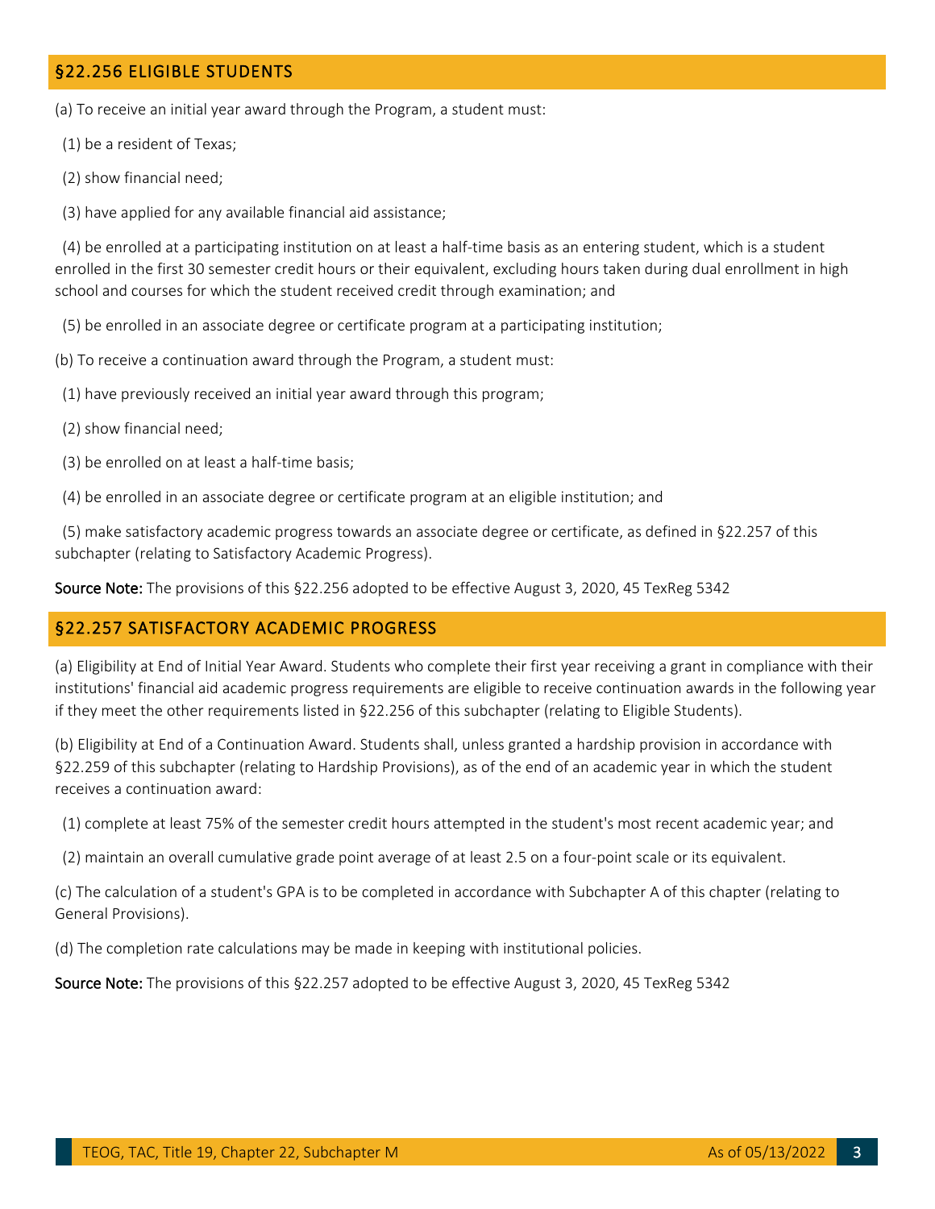## §22.256 ELIGIBLE STUDENTS

(a) To receive an initial year award through the Program, a student must:

(1) be a resident of Texas;

(2) show financial need;

(3) have applied for any available financial aid assistance;

(4) be enrolled at a participating institution on at least a half-time basis as an entering student, which is a student enrolled in the first 30 semester credit hours or their equivalent, excluding hours taken during dual enrollment in high school and courses for which the student received credit through examination; and

(5) be enrolled in an associate degree or certificate program at a participating institution;

(b) To receive a continuation award through the Program, a student must:

(1) have previously received an initial year award through this program;

(2) show financial need;

(3) be enrolled on at least a half-time basis;

(4) be enrolled in an associate degree or certificate program at an eligible institution; and

(5) make satisfactory academic progress towards an associate degree or certificate, as defined in §22.257 of this subchapter (relating to Satisfactory Academic Progress).

**Source Note:** The provisions of this §22.256 adopted to be effective August 3, 2020, 45 TexReg 5342

## §22.257 SATISFACTORY ACADEMIC PROGRESS

(a) Eligibility at End of Initial Year Award. Students who complete their first year receiving a grant in compliance with their institutions' financial aid academic progress requirements are eligible to receive continuation awards in the following year if they meet the other requirements listed in §22.256 of this subchapter (relating to Eligible Students).

(b) Eligibility at End of a Continuation Award. Students shall, unless granted a hardship provision in accordance with §22.259 of this subchapter (relating to Hardship Provisions), as of the end of an academic year in which the student receives a continuation award:

(1) complete at least 75% of the semester credit hours attempted in the student's most recent academic year; and

(2) maintain an overall cumulative grade point average of at least 2.5 on a four-point scale or its equivalent.

(c) The calculation of a student's GPA is to be completed in accordance with Subchapter A of this chapter (relating to General Provisions).

(d) The completion rate calculations may be made in keeping with institutional policies.

**Source Note:** The provisions of this §22.257 adopted to be effective August 3, 2020, 45 TexReg 5342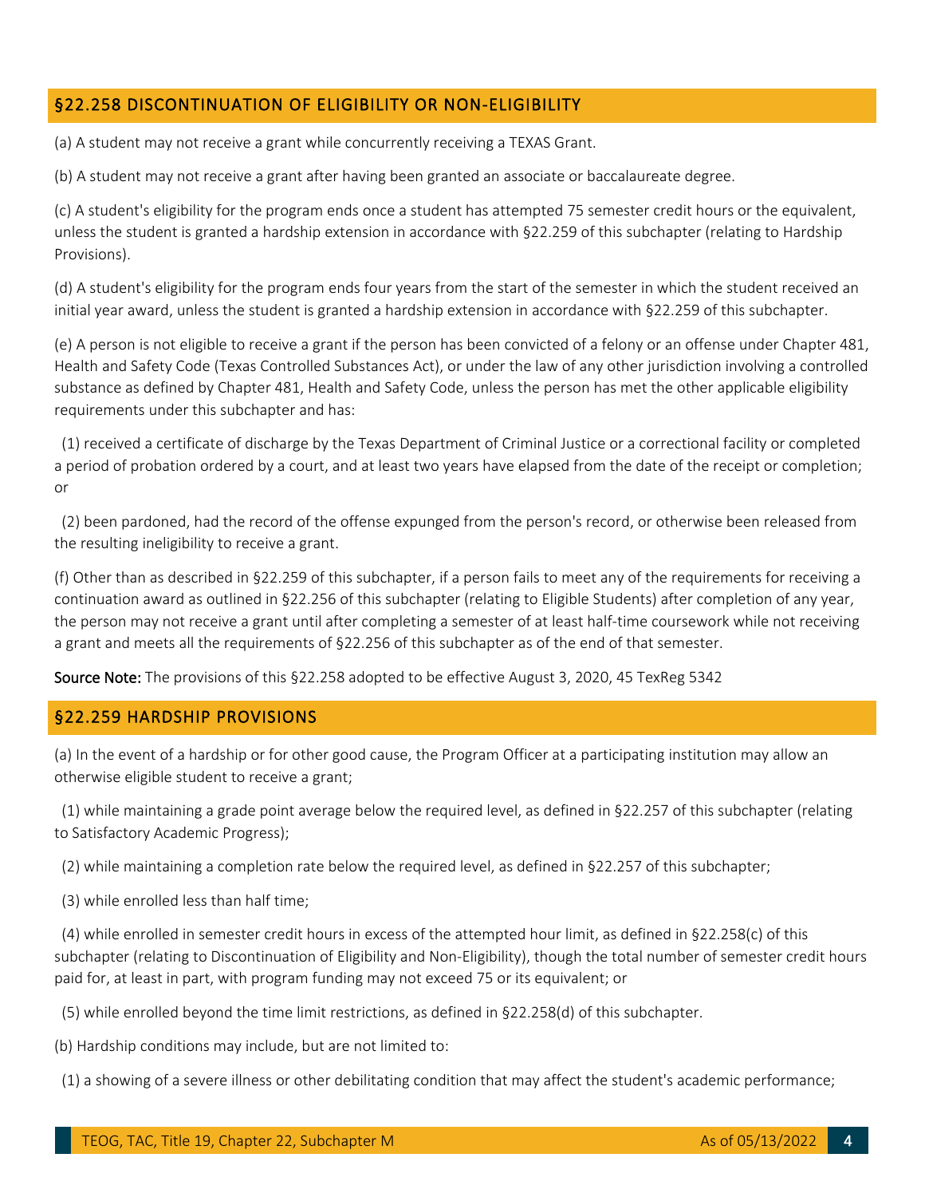## §22.258 DISCONTINUATION OF ELIGIBILITY OR NON-ELIGIBILITY

(a) A student may not receive a grant while concurrently receiving a TEXAS Grant.

(b) A student may not receive a grant after having been granted an associate or baccalaureate degree.

(c) A student's eligibility for the program ends once a student has attempted 75 semester credit hours or the equivalent, unless the student is granted a hardship extension in accordance with §22.259 of this subchapter (relating to Hardship Provisions).

(d) A student's eligibility for the program ends four years from the start of the semester in which the student received an initial year award, unless the student is granted a hardship extension in accordance with §22.259 of this subchapter.

(e) A person is not eligible to receive a grant if the person has been convicted of a felony or an offense under Chapter 481, Health and Safety Code (Texas Controlled Substances Act), or under the law of any other jurisdiction involving a controlled substance as defined by Chapter 481, Health and Safety Code, unless the person has met the other applicable eligibility requirements under this subchapter and has:

(1) received a certificate of discharge by the Texas Department of Criminal Justice or a correctional facility or completed a period of probation ordered by a court, and at least two years have elapsed from the date of the receipt or completion; or

(2) been pardoned, had the record of the offense expunged from the person's record, or otherwise been released from the resulting ineligibility to receive a grant.

(f) Other than as described in §22.259 of this subchapter, if a person fails to meet any of the requirements for receiving a continuation award as outlined in §22.256 of this subchapter (relating to Eligible Students) after completion of any year, the person may not receive a grant until after completing a semester of at least half-time coursework while not receiving a grant and meets all the requirements of §22.256 of this subchapter as of the end of that semester.

**Source Note:** The provisions of this §22.258 adopted to be effective August 3, 2020, 45 TexReg 5342

## §22.259 HARDSHIP PROVISIONS

(a) In the event of a hardship or for other good cause, the Program Officer at a participating institution may allow an otherwise eligible student to receive a grant;

(1) while maintaining a grade point average below the required level, as defined in §22.257 of this subchapter (relating to Satisfactory Academic Progress);

(2) while maintaining a completion rate below the required level, as defined in §22.257 of this subchapter;

(3) while enrolled less than half time;

(4) while enrolled in semester credit hours in excess of the attempted hour limit, as defined in §22.258(c) of this subchapter (relating to Discontinuation of Eligibility and Non-Eligibility), though the total number of semester credit hours paid for, at least in part, with program funding may not exceed 75 or its equivalent; or

(5) while enrolled beyond the time limit restrictions, as defined in §22.258(d) of this subchapter.

(b) Hardship conditions may include, but are not limited to:

(1) a showing of a severe illness or other debilitating condition that may affect the student's academic performance;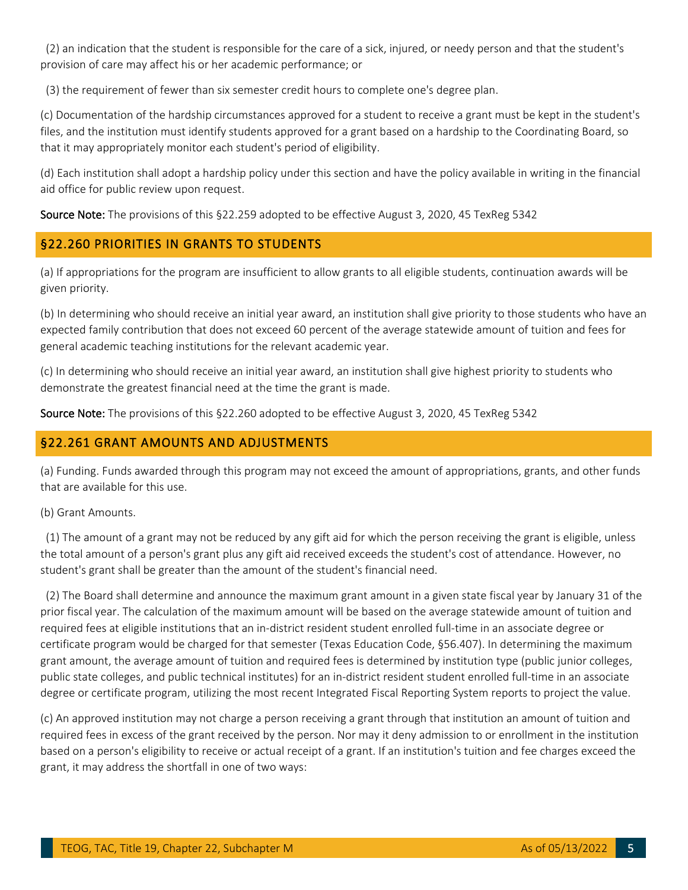(2) an indication that the student is responsible for the care of a sick, injured, or needy person and that the student's provision of care may affect his or her academic performance; or

(3) the requirement of fewer than six semester credit hours to complete one's degree plan.

(c) Documentation of the hardship circumstances approved for a student to receive a grant must be kept in the student's files, and the institution must identify students approved for a grant based on a hardship to the Coordinating Board, so that it may appropriately monitor each student's period of eligibility.

(d) Each institution shall adopt a hardship policy under this section and have the policy available in writing in the financial aid office for public review upon request.

**Source Note:** The provisions of this §22.259 adopted to be effective August 3, 2020, 45 TexReg 5342

## §22.260 PRIORITIES IN GRANTS TO STUDENTS

(a) If appropriations for the program are insufficient to allow grants to all eligible students, continuation awards will be given priority.

(b) In determining who should receive an initial year award, an institution shall give priority to those students who have an expected family contribution that does not exceed 60 percent of the average statewide amount of tuition and fees for general academic teaching institutions for the relevant academic year.

(c) In determining who should receive an initial year award, an institution shall give highest priority to students who demonstrate the greatest financial need at the time the grant is made.

**Source Note:** The provisions of this §22.260 adopted to be effective August 3, 2020, 45 TexReg 5342

## §22.261 GRANT AMOUNTS AND ADJUSTMENTS

(a) Funding. Funds awarded through this program may not exceed the amount of appropriations, grants, and other funds that are available for this use.

(b) Grant Amounts.

(1) The amount of a grant may not be reduced by any gift aid for which the person receiving the grant is eligible, unless the total amount of a person's grant plus any gift aid received exceeds the student's cost of attendance. However, no student's grant shall be greater than the amount of the student's financial need.

(2) The Board shall determine and announce the maximum grant amount in a given state fiscal year by January 31 of the prior fiscal year. The calculation of the maximum amount will be based on the average statewide amount of tuition and required fees at eligible institutions that an in-district resident student enrolled full-time in an associate degree or certificate program would be charged for that semester (Texas Education Code, §56.407). In determining the maximum grant amount, the average amount of tuition and required fees is determined by institution type (public junior colleges, public state colleges, and public technical institutes) for an in-district resident student enrolled full-time in an associate degree or certificate program, utilizing the most recent Integrated Fiscal Reporting System reports to project the value.

(c) An approved institution may not charge a person receiving a grant through that institution an amount of tuition and required fees in excess of the grant received by the person. Nor may it deny admission to or enrollment in the institution based on a person's eligibility to receive or actual receipt of a grant. If an institution's tuition and fee charges exceed the grant, it may address the shortfall in one of two ways: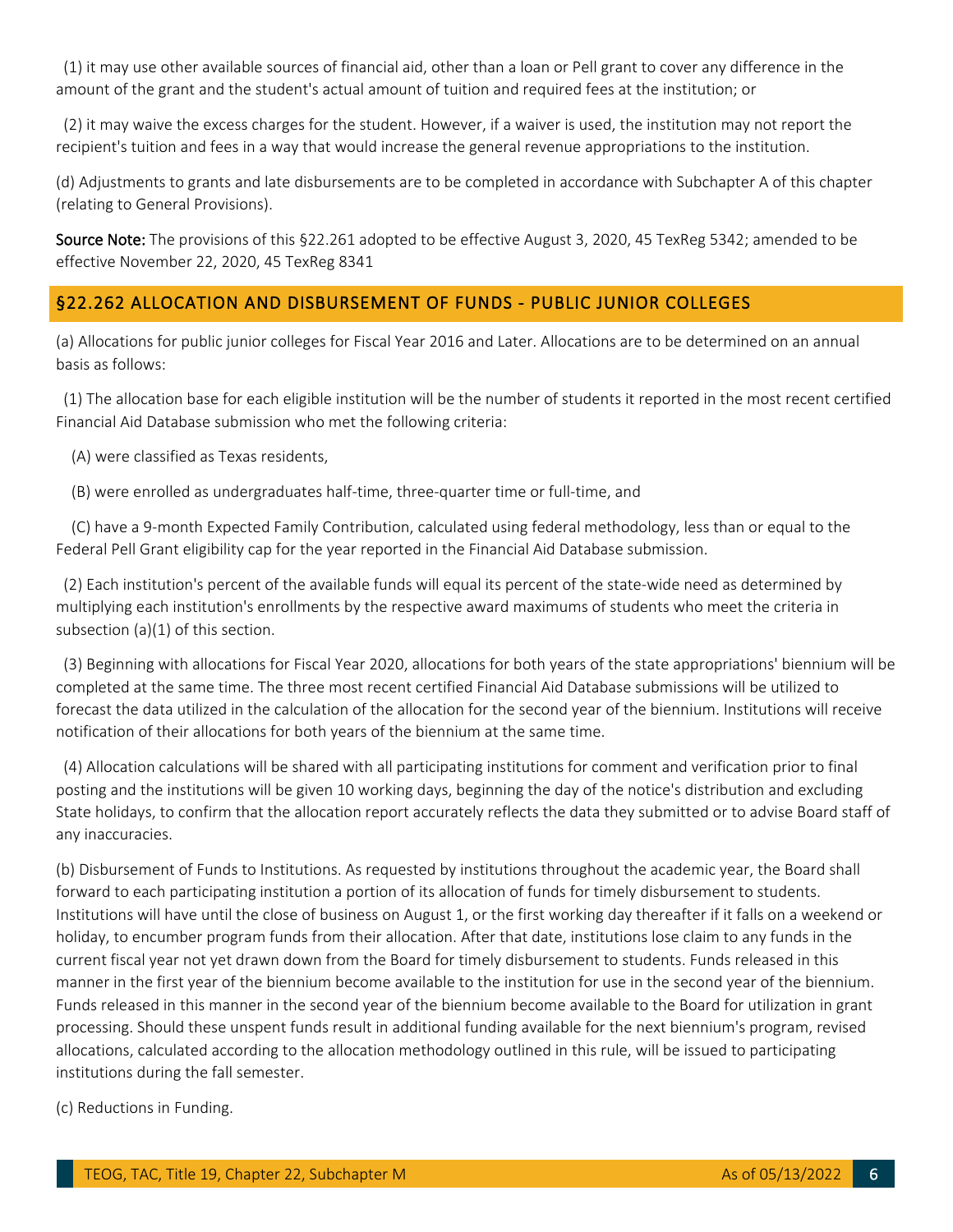(1) it may use other available sources of financial aid, other than a loan or Pell grant to cover any difference in the amount of the grant and the student's actual amount of tuition and required fees at the institution; or

(2) it may waive the excess charges for the student. However, if a waiver is used, the institution may not report the recipient's tuition and fees in a way that would increase the general revenue appropriations to the institution.

(d) Adjustments to grants and late disbursements are to be completed in accordance with Subchapter A of this chapter (relating to General Provisions).

**Source Note:** The provisions of this §22.261 adopted to be effective August 3, 2020, 45 TexReg 5342; amended to be effective November 22, 2020, 45 TexReg 8341

## §22.262 ALLOCATION AND DISBURSEMENT OF FUNDS - PUBLIC JUNIOR COLLEGES

(a) Allocations for public junior colleges for Fiscal Year 2016 and Later. Allocations are to be determined on an annual basis as follows:

(1) The allocation base for each eligible institution will be the number of students it reported in the most recent certified Financial Aid Database submission who met the following criteria:

(A) were classified as Texas residents,

(B) were enrolled as undergraduates half-time, three-quarter time or full-time, and

(C) have a 9-month Expected Family Contribution, calculated using federal methodology, less than or equal to the Federal Pell Grant eligibility cap for the year reported in the Financial Aid Database submission.

(2) Each institution's percent of the available funds will equal its percent of the state-wide need as determined by multiplying each institution's enrollments by the respective award maximums of students who meet the criteria in subsection (a)(1) of this section.

(3) Beginning with allocations for Fiscal Year 2020, allocations for both years of the state appropriations' biennium will be completed at the same time. The three most recent certified Financial Aid Database submissions will be utilized to forecast the data utilized in the calculation of the allocation for the second year of the biennium. Institutions will receive notification of their allocations for both years of the biennium at the same time.

(4) Allocation calculations will be shared with all participating institutions for comment and verification prior to final posting and the institutions will be given 10 working days, beginning the day of the notice's distribution and excluding State holidays, to confirm that the allocation report accurately reflects the data they submitted or to advise Board staff of any inaccuracies.

(b) Disbursement of Funds to Institutions. As requested by institutions throughout the academic year, the Board shall forward to each participating institution a portion of its allocation of funds for timely disbursement to students. Institutions will have until the close of business on August 1, or the first working day thereafter if it falls on a weekend or holiday, to encumber program funds from their allocation. After that date, institutions lose claim to any funds in the current fiscal year not yet drawn down from the Board for timely disbursement to students. Funds released in this manner in the first year of the biennium become available to the institution for use in the second year of the biennium. Funds released in this manner in the second year of the biennium become available to the Board for utilization in grant processing. Should these unspent funds result in additional funding available for the next biennium's program, revised allocations, calculated according to the allocation methodology outlined in this rule, will be issued to participating institutions during the fall semester.

(c) Reductions in Funding.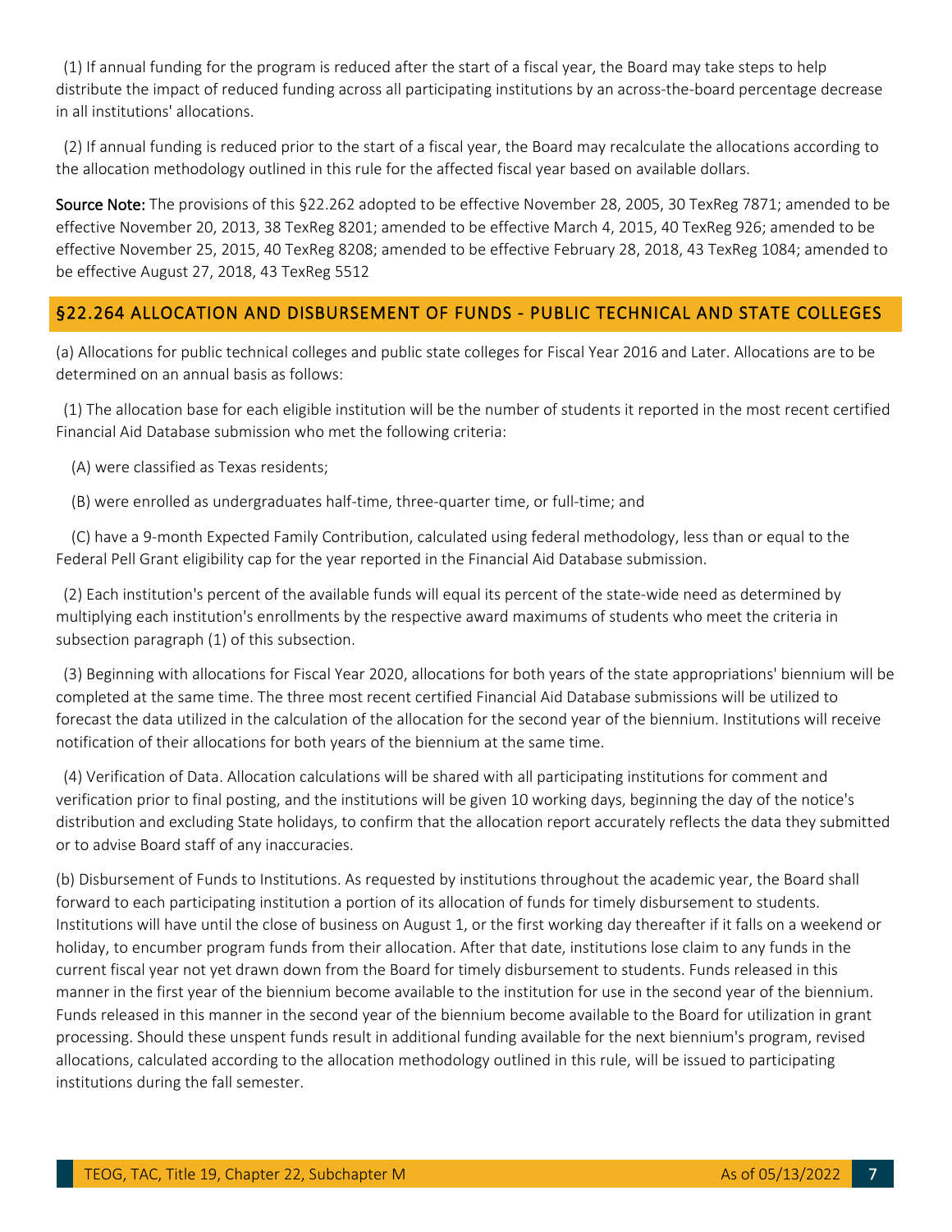(1) If annual funding for the program is reduced after the start of a fiscal year, the Board may take steps to help distribute the impact of reduced funding across all participating institutions by an across-the-board percentage decrease in all institutions' allocations.

(2) If annual funding is reduced prior to the start of a fiscal year, the Board may recalculate the allocations according to the allocation methodology outlined in this rule for the affected fiscal year based on available dollars.

**Source Note:** The provisions of this §22.262 adopted to be effective November 28, 2005, 30 TexReg 7871; amended to be effective November 20, 2013, 38 TexReg 8201; amended to be effective March 4, 2015, 40 TexReg 926; amended to be effective November 25, 2015, 40 TexReg 8208; amended to be effective February 28, 2018, 43 TexReg 1084; amended to be effective August 27, 2018, 43 TexReg 5512

## §22.264 ALLOCATION AND DISBURSEMENT OF FUNDS - PUBLIC TECHNICAL AND STATE COLLEGES

(a) Allocations for public technical colleges and public state colleges for Fiscal Year 2016 and Later. Allocations are to be determined on an annual basis as follows:

(1) The allocation base for each eligible institution will be the number of students it reported in the most recent certified Financial Aid Database submission who met the following criteria:

(A) were classified as Texas residents;

(B) were enrolled as undergraduates half-time, three-quarter time, or full-time; and

(C) have a 9-month Expected Family Contribution, calculated using federal methodology, less than or equal to the Federal Pell Grant eligibility cap for the year reported in the Financial Aid Database submission.

(2) Each institution's percent of the available funds will equal its percent of the state-wide need as determined by multiplying each institution's enrollments by the respective award maximums of students who meet the criteria in subsection paragraph (1) of this subsection.

(3) Beginning with allocations for Fiscal Year 2020, allocations for both years of the state appropriations' biennium will be completed at the same time. The three most recent certified Financial Aid Database submissions will be utilized to forecast the data utilized in the calculation of the allocation for the second year of the biennium. Institutions will receive notification of their allocations for both years of the biennium at the same time.

(4) Verification of Data. Allocation calculations will be shared with all participating institutions for comment and verification prior to final posting, and the institutions will be given 10 working days, beginning the day of the notice's distribution and excluding State holidays, to confirm that the allocation report accurately reflects the data they submitted or to advise Board staff of any inaccuracies.

(b) Disbursement of Funds to Institutions. As requested by institutions throughout the academic year, the Board shall forward to each participating institution a portion of its allocation of funds for timely disbursement to students. Institutions will have until the close of business on August 1, or the first working day thereafter if it falls on a weekend or holiday, to encumber program funds from their allocation. After that date, institutions lose claim to any funds in the current fiscal year not yet drawn down from the Board for timely disbursement to students. Funds released in this manner in the first year of the biennium become available to the institution for use in the second year of the biennium. Funds released in this manner in the second year of the biennium become available to the Board for utilization in grant processing. Should these unspent funds result in additional funding available for the next biennium's program, revised allocations, calculated according to the allocation methodology outlined in this rule, will be issued to participating institutions during the fall semester.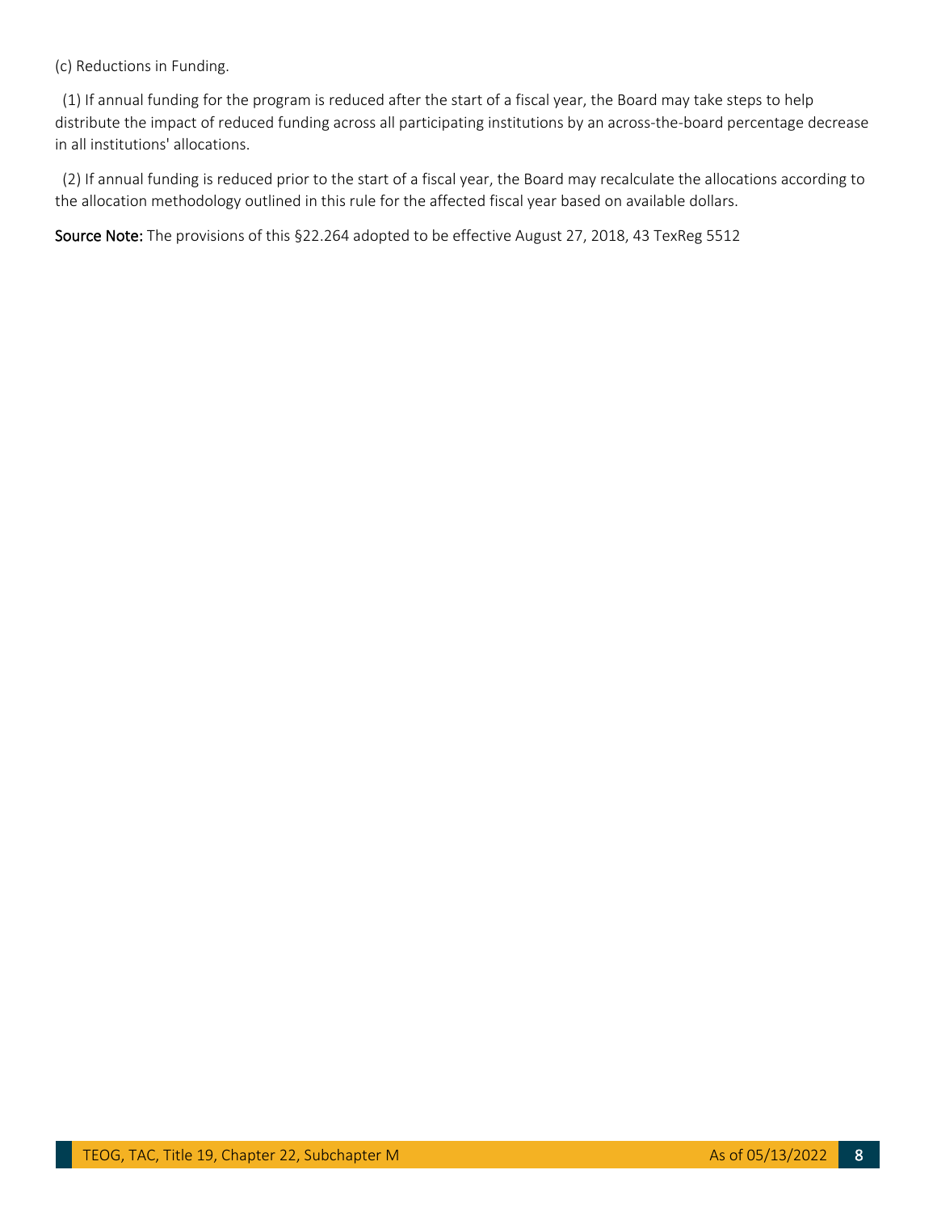(c) Reductions in Funding.

(1) If annual funding for the program is reduced after the start of a fiscal year, the Board may take steps to help distribute the impact of reduced funding across all participating institutions by an across-the-board percentage decrease in all institutions' allocations.

(2) If annual funding is reduced prior to the start of a fiscal year, the Board may recalculate the allocations according to the allocation methodology outlined in this rule for the affected fiscal year based on available dollars.

**Source Note:** The provisions of this §22.264 adopted to be effective August 27, 2018, 43 TexReg 5512